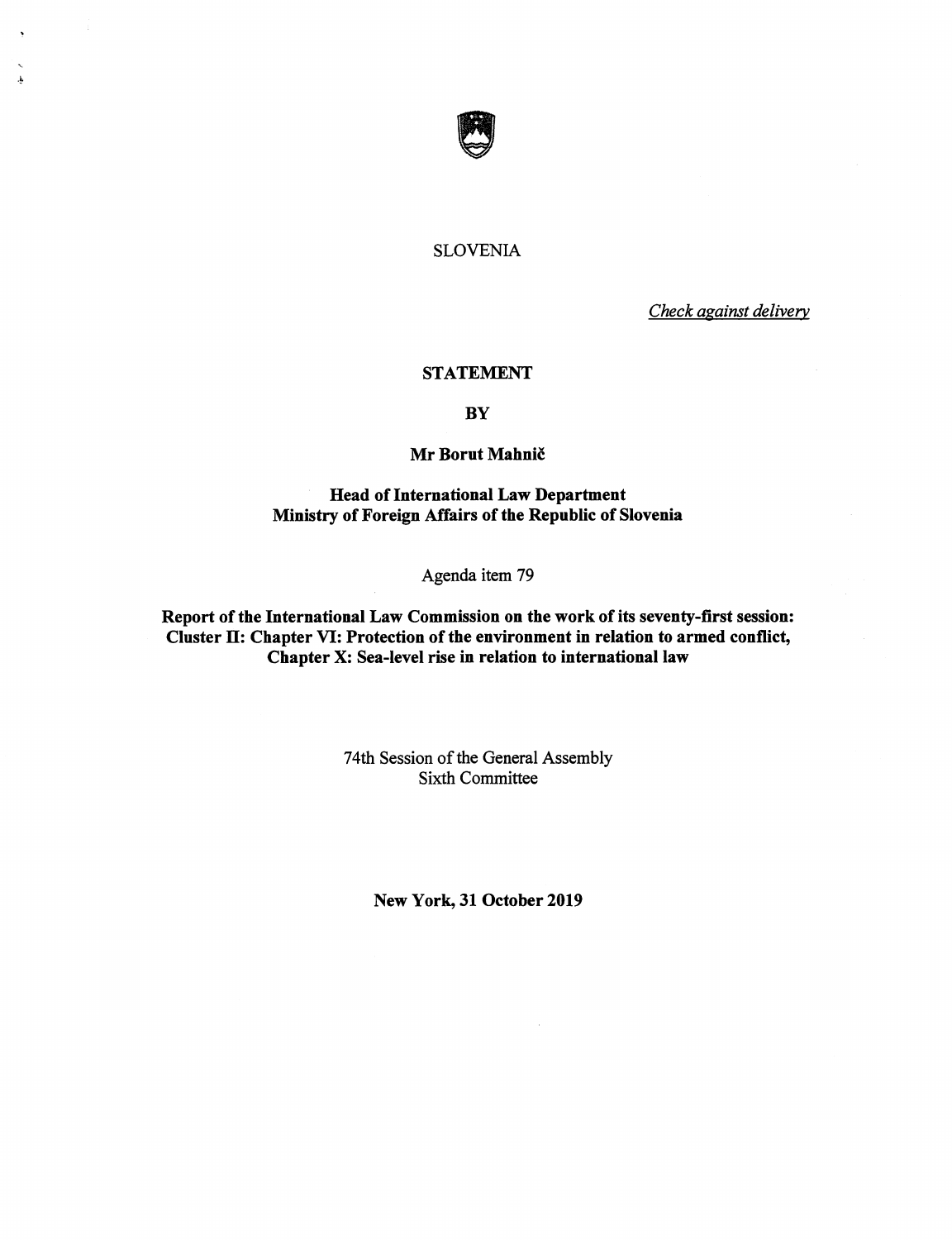SLOVENIA

*Check against delivery*

**STATEMENT**

**BY**

**Mr Borut Mahnič**

**Head of International Law Department**
**Ministry of Foreign Affairs of the Republic of Slovenia**

Agenda item 79

**Report of the International Law Commission on the work of its seventy-first session:**
**Cluster II: Chapter VI: Protection of the environment in relation to armed conflict,**
**Chapter X: Sea-level rise in relation to international law**

74th Session of the General Assembly
Sixth Committee

**New York, 31 October 2019**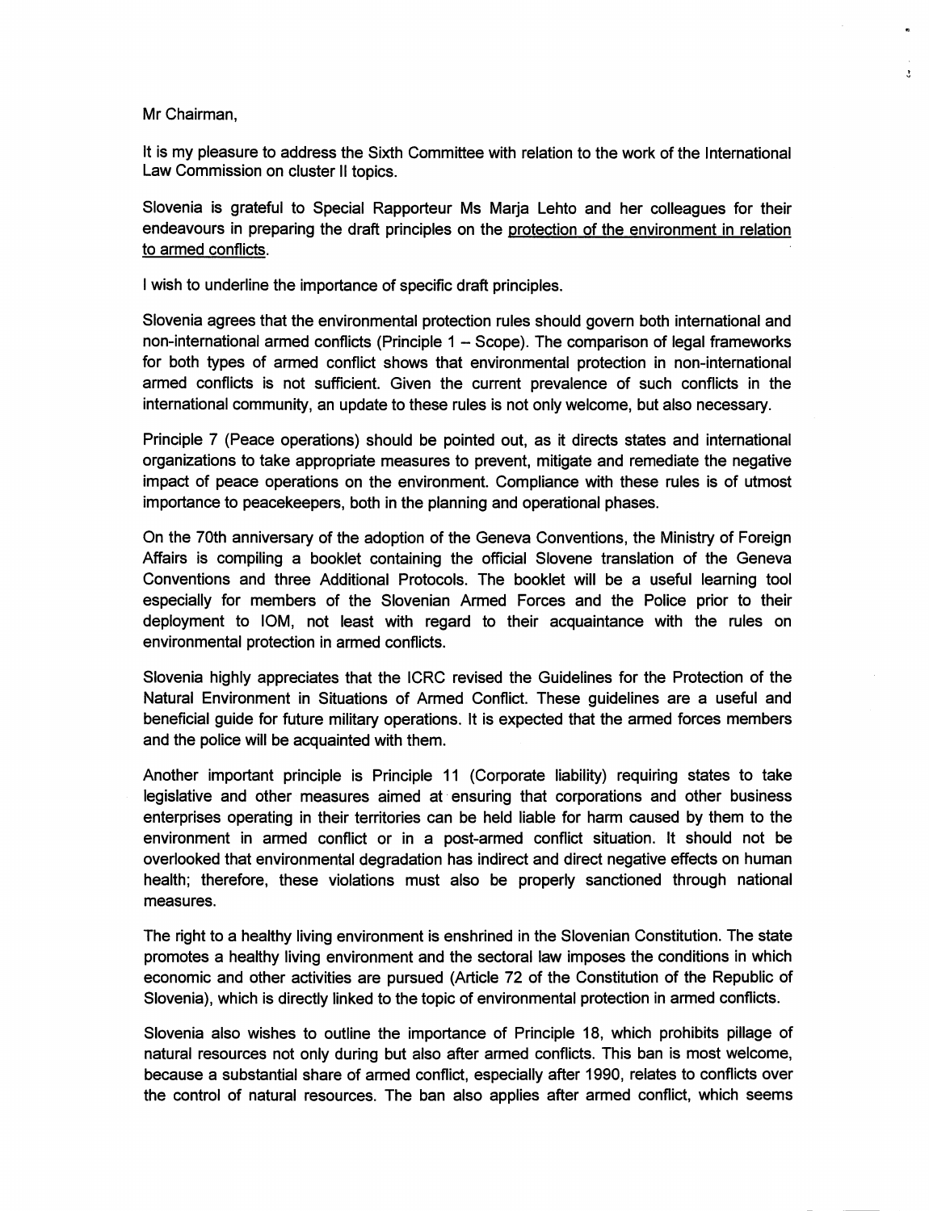Mr Chairman,

It is my pleasure to address the Sixth Committee with relation to the work of the International Law Commission on cluster II topics.

Slovenia is grateful to Special Rapporteur Ms Marja Lehto and her colleagues for their endeavours in preparing the draft principles on the protection of the environment in relation to armed conflicts.

I wish to underline the importance of specific draft principles.

Slovenia agrees that the environmental protection rules should govern both international and non-international armed conflicts (Principle 1 – Scope). The comparison of legal frameworks for both types of armed conflict shows that environmental protection in non-international armed conflicts is not sufficient. Given the current prevalence of such conflicts in the international community, an update to these rules is not only welcome, but also necessary.

Principle 7 (Peace operations) should be pointed out, as it directs states and international organizations to take appropriate measures to prevent, mitigate and remediate the negative impact of peace operations on the environment. Compliance with these rules is of utmost importance to peacekeepers, both in the planning and operational phases.

On the 70th anniversary of the adoption of the Geneva Conventions, the Ministry of Foreign Affairs is compiling a booklet containing the official Slovene translation of the Geneva Conventions and three Additional Protocols. The booklet will be a useful learning tool especially for members of the Slovenian Armed Forces and the Police prior to their deployment to IOM, not least with regard to their acquaintance with the rules on environmental protection in armed conflicts.

Slovenia highly appreciates that the ICRC revised the Guidelines for the Protection of the Natural Environment in Situations of Armed Conflict. These guidelines are a useful and beneficial guide for future military operations. It is expected that the armed forces members and the police will be acquainted with them.

Another important principle is Principle 11 (Corporate liability) requiring states to take legislative and other measures aimed at ensuring that corporations and other business enterprises operating in their territories can be held liable for harm caused by them to the environment in armed conflict or in a post-armed conflict situation. It should not be overlooked that environmental degradation has indirect and direct negative effects on human health; therefore, these violations must also be properly sanctioned through national measures.

The right to a healthy living environment is enshrined in the Slovenian Constitution. The state promotes a healthy living environment and the sectoral law imposes the conditions in which economic and other activities are pursued (Article 72 of the Constitution of the Republic of Slovenia), which is directly linked to the topic of environmental protection in armed conflicts.

Slovenia also wishes to outline the importance of Principle 18, which prohibits pillage of natural resources not only during but also after armed conflicts. This ban is most welcome, because a substantial share of armed conflict, especially after 1990, relates to conflicts over the control of natural resources. The ban also applies after armed conflict, which seems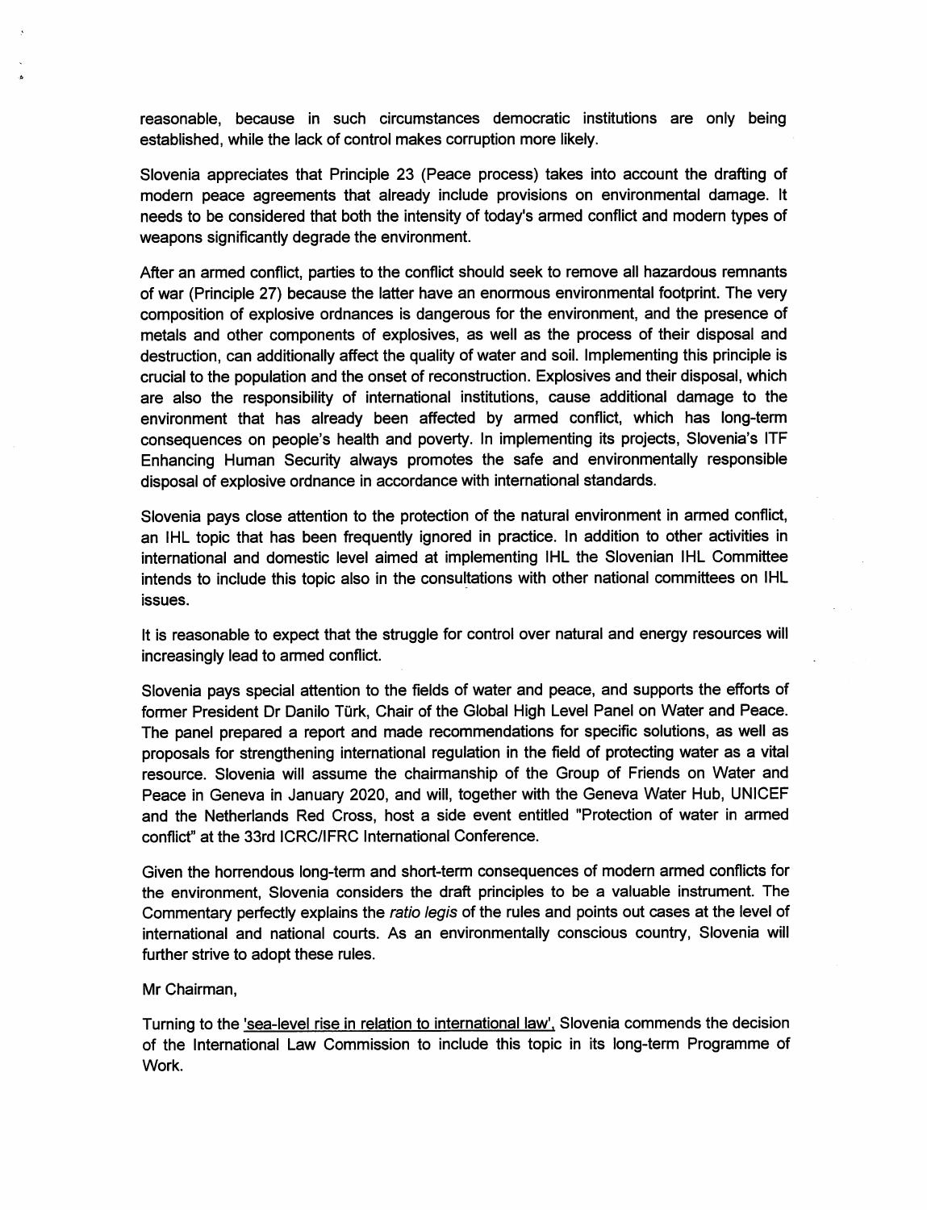reasonable, because in such circumstances democratic institutions are only being established, while the lack of control makes corruption more likely.

Slovenia appreciates that Principle 23 (Peace process) takes into account the drafting of modern peace agreements that already include provisions on environmental damage. It needs to be considered that both the intensity of today's armed conflict and modern types of weapons significantly degrade the environment.

After an armed conflict, parties to the conflict should seek to remove all hazardous remnants of war (Principle 27) because the latter have an enormous environmental footprint. The very composition of explosive ordnances is dangerous for the environment, and the presence of metals and other components of explosives, as well as the process of their disposal and destruction, can additionally affect the quality of water and soil. Implementing this principle is crucial to the population and the onset of reconstruction. Explosives and their disposal, which are also the responsibility of international institutions, cause additional damage to the environment that has already been affected by armed conflict, which has long-term consequences on people's health and poverty. In implementing its projects, Slovenia's ITF Enhancing Human Security always promotes the safe and environmentally responsible disposal of explosive ordnance in accordance with international standards.

Slovenia pays close attention to the protection of the natural environment in armed conflict, an IHL topic that has been frequently ignored in practice. In addition to other activities in international and domestic level aimed at implementing IHL the Slovenian IHL Committee intends to include this topic also in the consultations with other national committees on IHL issues.

It is reasonable to expect that the struggle for control over natural and energy resources will increasingly lead to armed conflict.

Slovenia pays special attention to the fields of water and peace, and supports the efforts of former President Dr Danilo Türk, Chair of the Global High Level Panel on Water and Peace. The panel prepared a report and made recommendations for specific solutions, as well as proposals for strengthening international regulation in the field of protecting water as a vital resource. Slovenia will assume the chairmanship of the Group of Friends on Water and Peace in Geneva in January 2020, and will, together with the Geneva Water Hub, UNICEF and the Netherlands Red Cross, host a side event entitled "Protection of water in armed conflict" at the 33rd ICRC/IFRC International Conference.

Given the horrendous long-term and short-term consequences of modern armed conflicts for the environment, Slovenia considers the draft principles to be a valuable instrument. The Commentary perfectly explains the *ratio legis* of the rules and points out cases at the level of international and national courts. As an environmentally conscious country, Slovenia will further strive to adopt these rules.

Mr Chairman,

Turning to the 'sea-level rise in relation to international law', Slovenia commends the decision of the International Law Commission to include this topic in its long-term Programme of Work.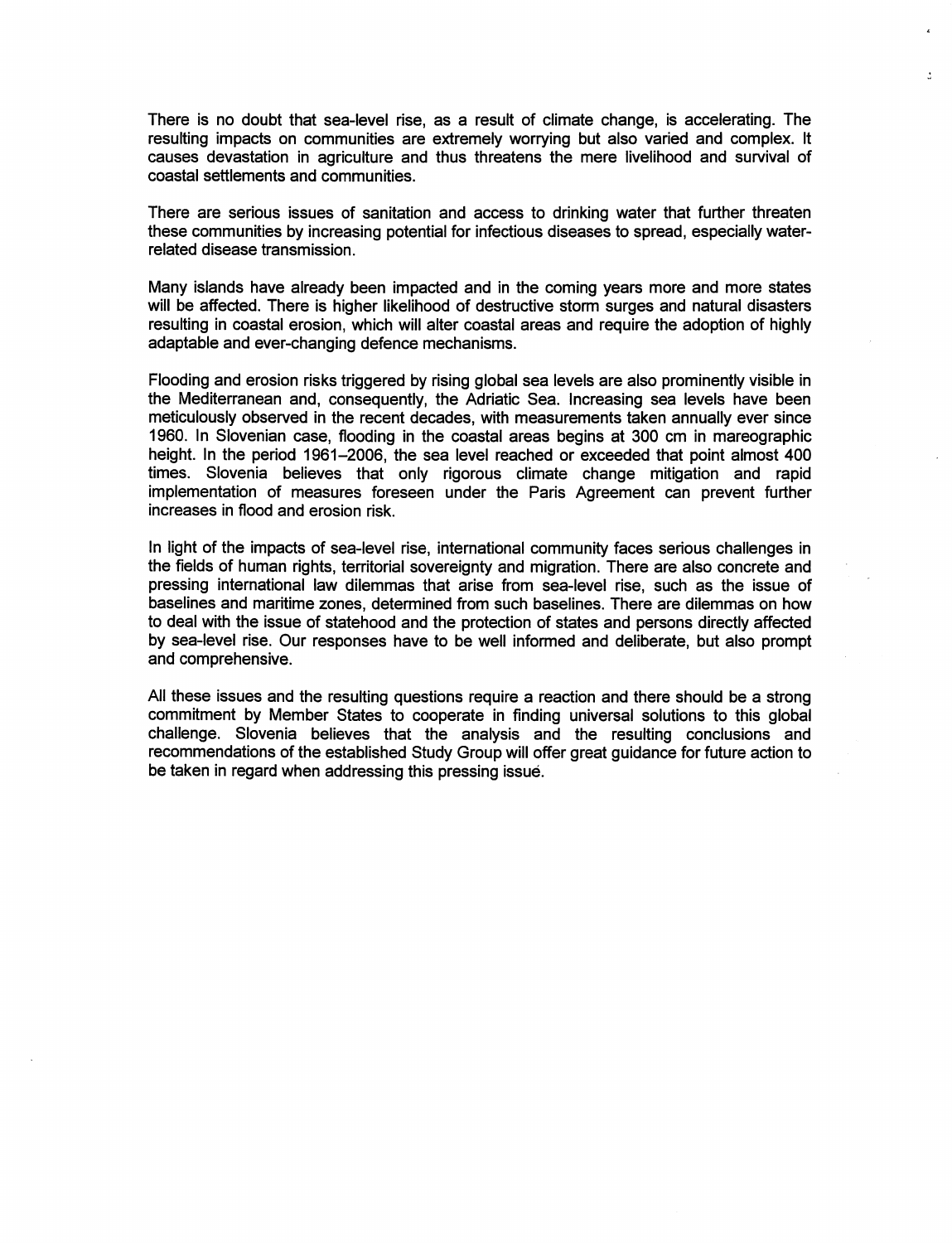There is no doubt that sea-level rise, as a result of climate change, is accelerating. The resulting impacts on communities are extremely worrying but also varied and complex. It causes devastation in agriculture and thus threatens the mere livelihood and survival of coastal settlements and communities.

There are serious issues of sanitation and access to drinking water that further threaten these communities by increasing potential for infectious diseases to spread, especially water-related disease transmission.

Many islands have already been impacted and in the coming years more and more states will be affected. There is higher likelihood of destructive storm surges and natural disasters resulting in coastal erosion, which will alter coastal areas and require the adoption of highly adaptable and ever-changing defence mechanisms.

Flooding and erosion risks triggered by rising global sea levels are also prominently visible in the Mediterranean and, consequently, the Adriatic Sea. Increasing sea levels have been meticulously observed in the recent decades, with measurements taken annually ever since 1960. In Slovenian case, flooding in the coastal areas begins at 300 cm in mareographic height. In the period 1961–2006, the sea level reached or exceeded that point almost 400 times. Slovenia believes that only rigorous climate change mitigation and rapid implementation of measures foreseen under the Paris Agreement can prevent further increases in flood and erosion risk.

In light of the impacts of sea-level rise, international community faces serious challenges in the fields of human rights, territorial sovereignty and migration. There are also concrete and pressing international law dilemmas that arise from sea-level rise, such as the issue of baselines and maritime zones, determined from such baselines. There are dilemmas on how to deal with the issue of statehood and the protection of states and persons directly affected by sea-level rise. Our responses have to be well informed and deliberate, but also prompt and comprehensive.

All these issues and the resulting questions require a reaction and there should be a strong commitment by Member States to cooperate in finding universal solutions to this global challenge. Slovenia believes that the analysis and the resulting conclusions and recommendations of the established Study Group will offer great guidance for future action to be taken in regard when addressing this pressing issue.